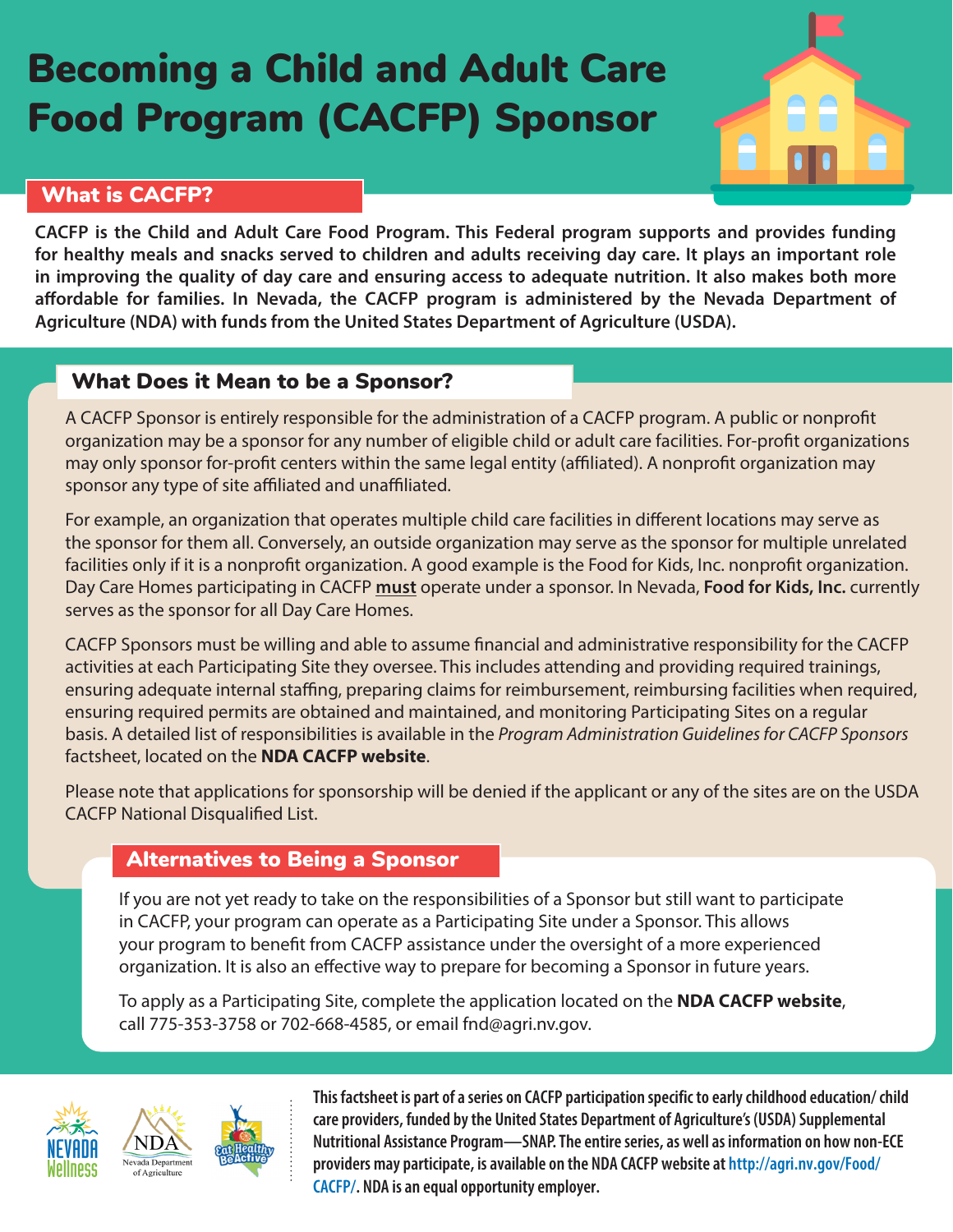# Becoming a Child and Adult Care Food Program (CACFP) Sponsor

## What is CACFP?

**CACFP is the Child and Adult Care Food Program. This Federal program supports and provides funding for healthy meals and snacks served to children and adults receiving day care. It plays an important role in improving the quality of day care and ensuring access to adequate nutrition. It also makes both more affordable for families. In Nevada, the CACFP program is administered by the Nevada Department of Agriculture (NDA) with funds from the United States Department of Agriculture (USDA).**

## What Does it Mean to be a Sponsor?

A CACFP Sponsor is entirely responsible for the administration of a CACFP program. A public or nonprofit organization may be a sponsor for any number of eligible child or adult care facilities. For-profit organizations may only sponsor for-profit centers within the same legal entity (affiliated). A nonprofit organization may sponsor any type of site affiliated and unaffiliated.

For example, an organization that operates multiple child care facilities in different locations may serve as the sponsor for them all. Conversely, an outside organization may serve as the sponsor for multiple unrelated facilities only if it is a nonprofit organization. A good example is the Food for Kids, Inc. nonprofit organization. Day Care Homes participating in CACFP **must** operate under a sponsor. In Nevada, **Food for Kids, Inc.** currently serves as the sponsor for all Day Care Homes.

CACFP Sponsors must be willing and able to assume financial and administrative responsibility for the CACFP activities at each Participating Site they oversee. This includes attending and providing required trainings, ensuring adequate internal staffing, preparing claims for reimbursement, reimbursing facilities when required, ensuring required permits are obtained and maintained, and monitoring Participating Sites on a regular basis. A detailed list of responsibilities is available in the *Program Administration Guidelines for CACFP Sponsors* factsheet, located on the **NDA CACFP website**.

Please note that applications for sponsorship will be denied if the applicant or any of the sites are on the USDA CACFP National Disqualified List.

### Alternatives to Being a Sponsor

If you are not yet ready to take on the responsibilities of a Sponsor but still want to participate in CACFP, your program can operate as a Participating Site under a Sponsor. This allows your program to benefit from CACFP assistance under the oversight of a more experienced organization. It is also an effective way to prepare for becoming a Sponsor in future years.

To apply as a Participating Site, complete the application located on the **NDA CACFP website**, call 775-353-3758 or 702-668-4585, or email fnd@agri.nv.gov.

**This factsheet is part of a series on CACFP participation specific to early childhood education/ child care providers, funded by the United States Department of Agriculture's (USDA) Supplemental Nutritional Assistance Program—SNAP. The entire series, as well as information on how non-ECE providers may participate, is available on the NDA CACFP website at http://agri.nv.gov/Food/CACFP/. NDA is an equal opportunity employer.**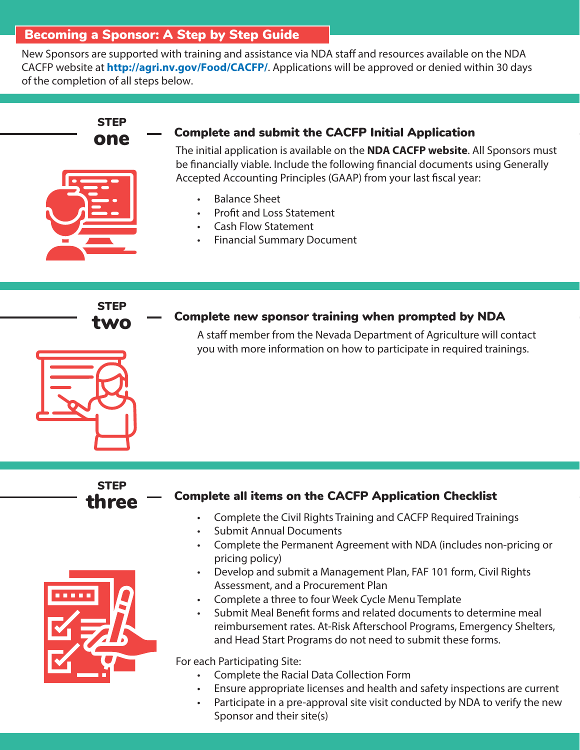## Becoming a Sponsor: A Step by Step Guide

New Sponsors are supported with training and assistance via NDA staff and resources available on the NDA CACFP website at **http://agri.nv.gov/Food/CACFP/**. Applications will be approved or denied within 30 days of the completion of all steps below.

### STEP one — Complete and submit the CACFP Initial Application

The initial application is available on the **NDA CACFP website**. All Sponsors must be financially viable. Include the following financial documents using Generally Accepted Accounting Principles (GAAP) from your last fiscal year:

- Balance Sheet
- Profit and Loss Statement
- Cash Flow Statement
- Financial Summary Document

### STEP two — Complete new sponsor training when prompted by NDA

A staff member from the Nevada Department of Agriculture will contact you with more information on how to participate in required trainings.

### STEP three — Complete all items on the CACFP Application Checklist

- Complete the Civil Rights Training and CACFP Required Trainings
- Submit Annual Documents
- Complete the Permanent Agreement with NDA (includes non-pricing or pricing policy)
- Develop and submit a Management Plan, FAF 101 form, Civil Rights Assessment, and a Procurement Plan
- Complete a three to four Week Cycle Menu Template
- Submit Meal Benefit forms and related documents to determine meal reimbursement rates. At-Risk Afterschool Programs, Emergency Shelters, and Head Start Programs do not need to submit these forms.

For each Participating Site:

- Complete the Racial Data Collection Form
- Ensure appropriate licenses and health and safety inspections are current
- Participate in a pre-approval site visit conducted by NDA to verify the new Sponsor and their site(s)